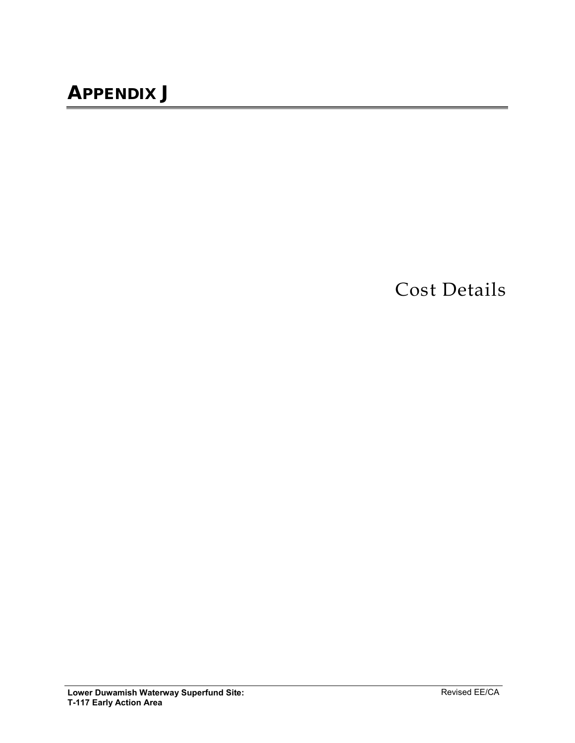# APPENDIX J

## Cost Details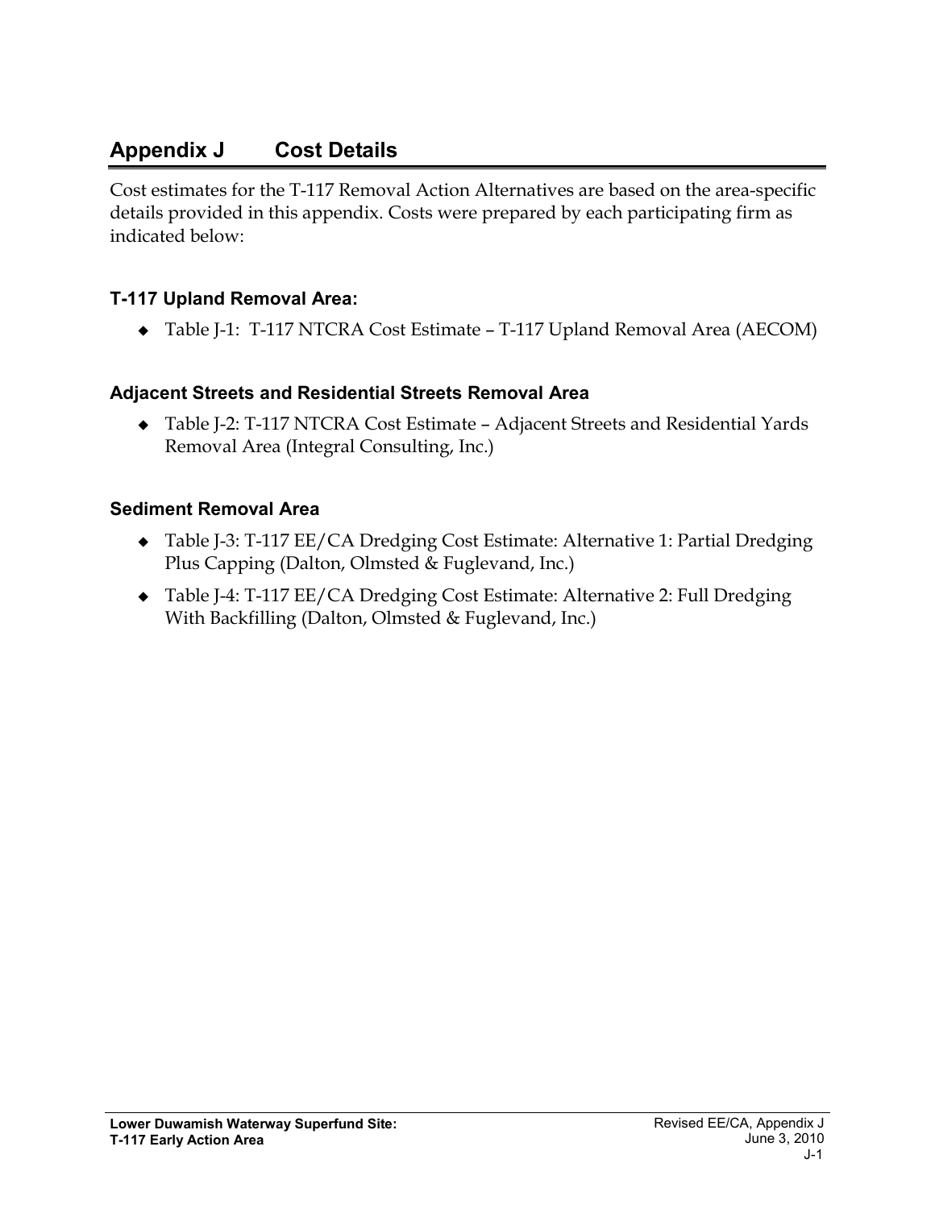# Appendix J Cost Details

Cost estimates for the T-117 Removal Action Alternatives are based on the area-specific details provided in this appendix. Costs were prepared by each participating firm as indicated below:

### T-117 Upland Removal Area:

- Table J-1: T-117 NTCRA Cost Estimate – T-117 Upland Removal Area (AECOM)

### Adjacent Streets and Residential Streets Removal Area

- Table J-2: T-117 NTCRA Cost Estimate – Adjacent Streets and Residential Yards Removal Area (Integral Consulting, Inc.)

### Sediment Removal Area

- Table J-3: T-117 EE/CA Dredging Cost Estimate: Alternative 1: Partial Dredging Plus Capping (Dalton, Olmsted & Fuglevand, Inc.)
- Table J-4: T-117 EE/CA Dredging Cost Estimate: Alternative 2: Full Dredging With Backfilling (Dalton, Olmsted & Fuglevand, Inc.)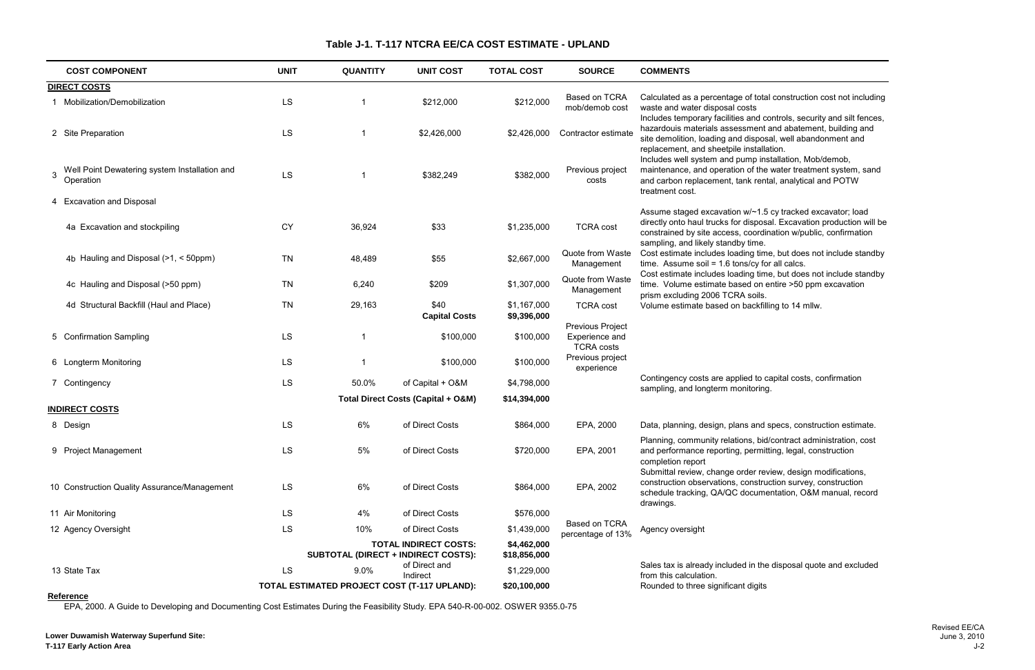# Table J-1. T-117 NTCRA EE/CA COST ESTIMATE - UPLAND

| COST COMPONENT | UNIT | QUANTITY | UNIT COST | TOTAL COST | SOURCE | COMMENTS |
|---|---|---|---|---|---|---|
| **DIRECT COSTS** | | | | | | |
| 1 Mobilization/Demobilization | LS | 1 | $212,000 | $212,000 | Based on TCRA mob/demob cost | Calculated as a percentage of total construction cost not including waste and water disposal costs |
| 2 Site Preparation | LS | 1 | $2,426,000 | $2,426,000 | Contractor estimate | Includes temporary facilities and controls, security and silt fences, hazardouis materials assessment and abatement, building and site demolition, loading and disposal, well abandonment and replacement, and sheetpile installation. |
| 3 Well Point Dewatering system Installation and Operation | LS | 1 | $382,249 | $382,000 | Previous project costs | Includes well system and pump installation, Mob/demob, maintenance, and operation of the water treatment system, sand and carbon replacement, tank rental, analytical and POTW treatment cost. |
| 4 Excavation and Disposal | | | | | | |
| 4a Excavation and stockpiling | CY | 36,924 | $33 | $1,235,000 | TCRA cost | Assume staged excavation w/~1.5 cy tracked excavator; load directly onto haul trucks for disposal. Excavation production will be constrained by site access, coordination w/public, confirmation sampling, and likely standby time. |
| 4b Hauling and Disposal (>1, < 50ppm) | TN | 48,489 | $55 | $2,667,000 | Quote from Waste Management | Cost estimate includes loading time, but does not include standby time. Assume soil = 1.6 tons/cy for all calcs. |
| 4c Hauling and Disposal (>50 ppm) | TN | 6,240 | $209 | $1,307,000 | Quote from Waste Management | Cost estimate includes loading time, but does not include standby time. Volume estimate based on entire >50 ppm excavation prism excluding 2006 TCRA soils. |
| 4d Structural Backfill (Haul and Place) | TN | 29,163 | $40 | $1,167,000 | TCRA cost | Volume estimate based on backfilling to 14 mllw. |
| | | | **Capital Costs** | **$9,396,000** | | |
| 5 Confirmation Sampling | LS | 1 | $100,000 | $100,000 | Previous Project Experience and TCRA costs | |
| 6 Longterm Monitoring | LS | 1 | $100,000 | $100,000 | Previous project experience | |
| 7 Contingency | LS | 50.0% | of Capital + O&M | $4,798,000 | | Contingency costs are applied to capital costs, confirmation sampling, and longterm monitoring. |
| | | | **Total Direct Costs (Capital + O&M)** | **$14,394,000** | | |
| **INDIRECT COSTS** | | | | | | |
| 8 Design | LS | 6% | of Direct Costs | $864,000 | EPA, 2000 | Data, planning, design, plans and specs, construction estimate. |
| 9 Project Management | LS | 5% | of Direct Costs | $720,000 | EPA, 2001 | Planning, community relations, bid/contract administration, cost and performance reporting, permitting, legal, construction completion report |
| 10 Construction Quality Assurance/Management | LS | 6% | of Direct Costs | $864,000 | EPA, 2002 | Submittal review, change order review, design modifications, construction observations, construction survey, construction schedule tracking, QA/QC documentation, O&M manual, record drawings. |
| 11 Air Monitoring | LS | 4% | of Direct Costs | $576,000 | | |
| 12 Agency Oversight | LS | 10% | of Direct Costs | $1,439,000 | Based on TCRA percentage of 13% | Agency oversight |
| | | | **TOTAL INDIRECT COSTS:** | **$4,462,000** | | |
| | | **SUBTOTAL (DIRECT + INDIRECT COSTS):** | | **$18,856,000** | | |
| 13 State Tax | LS | 9.0% | of Direct and Indirect | $1,229,000 | | Sales tax is already included in the disposal quote and excluded from this calculation. |
| | **TOTAL ESTIMATED PROJECT COST (T-117 UPLAND):** | | | **$20,100,000** | | Rounded to three significant digits |

**Reference**

EPA, 2000. A Guide to Developing and Documenting Cost Estimates During the Feasibility Study. EPA 540-R-00-002. OSWER 9355.0-75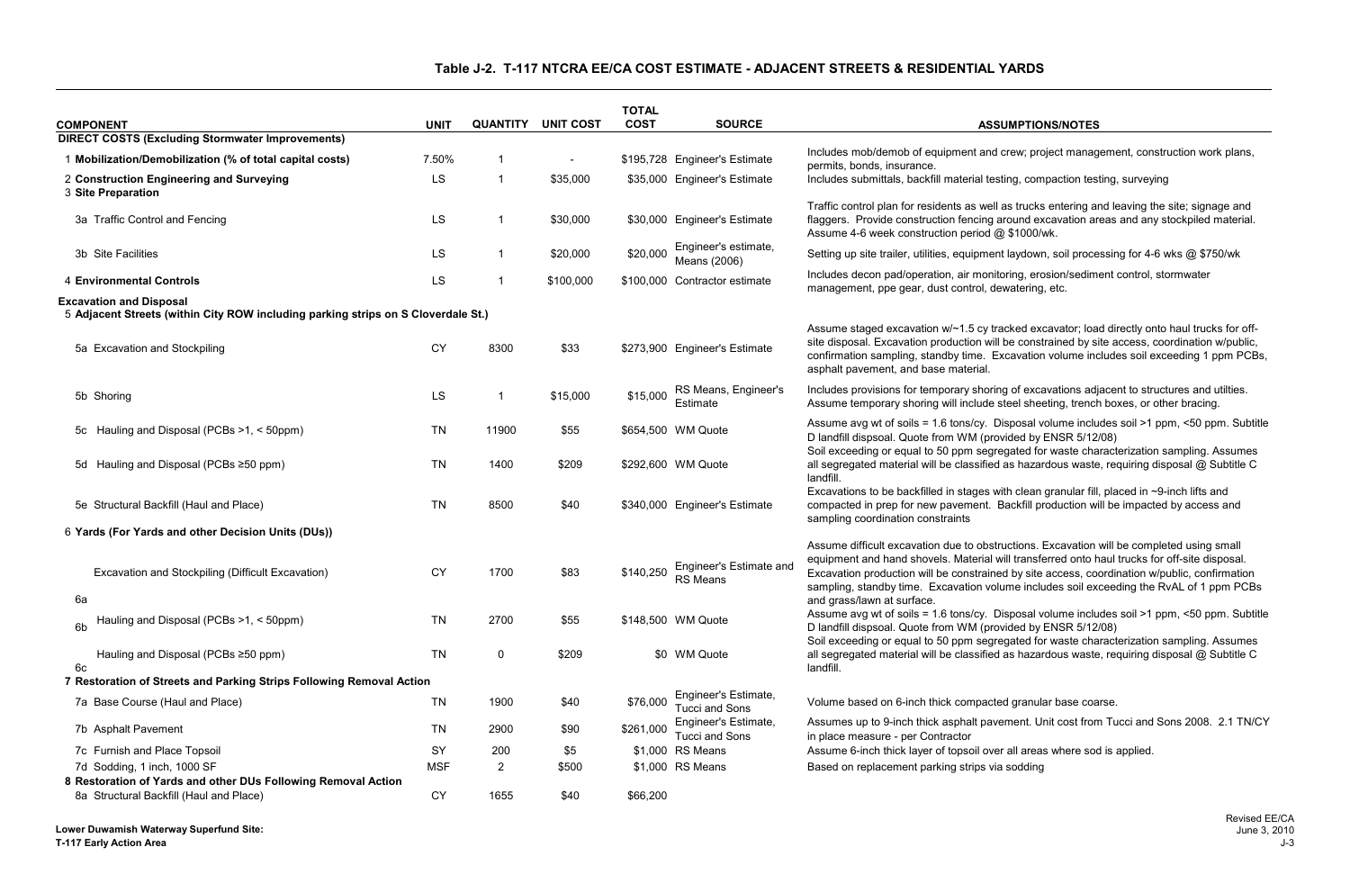## Table J-2. T-117 NTCRA EE/CA COST ESTIMATE - ADJACENT STREETS & RESIDENTIAL YARDS

| COMPONENT | UNIT | QUANTITY | UNIT COST | TOTAL COST | SOURCE | ASSUMPTIONS/NOTES |
|---|---|---|---|---|---|---|
| **DIRECT COSTS (Excluding Stormwater Improvements)** | | | | | | |
| 1 **Mobilization/Demobilization (% of total capital costs)** | 7.50% | 1 | - | $195,728 | Engineer's Estimate | Includes mob/demob of equipment and crew; project management, construction work plans, permits, bonds, insurance. |
| 2 **Construction Engineering and Surveying** | LS | 1 | $35,000 | $35,000 | Engineer's Estimate | Includes submittals, backfill material testing, compaction testing, surveying |
| 3 **Site Preparation** | | | | | | |
| 3a Traffic Control and Fencing | LS | 1 | $30,000 | $30,000 | Engineer's Estimate | Traffic control plan for residents as well as trucks entering and leaving the site; signage and flaggers. Provide construction fencing around excavation areas and any stockpiled material. Assume 4-6 week construction period @ $1000/wk. |
| 3b Site Facilities | LS | 1 | $20,000 | $20,000 | Engineer's estimate, Means (2006) | Setting up site trailer, utilities, equipment laydown, soil processing for 4-6 wks @ $750/wk |
| 4 **Environmental Controls** | LS | 1 | $100,000 | $100,000 | Contractor estimate | Includes decon pad/operation, air monitoring, erosion/sediment control, stormwater management, ppe gear, dust control, dewatering, etc. |
| **Excavation and Disposal** | | | | | | |
| 5 **Adjacent Streets (within City ROW including parking strips on S Cloverdale St.)** | | | | | | |
| 5a Excavation and Stockpiling | CY | 8300 | $33 | $273,900 | Engineer's Estimate | Assume staged excavation w/~1.5 cy tracked excavator; load directly onto haul trucks for off-site disposal. Excavation production will be constrained by site access, coordination w/public, confirmation sampling, standby time. Excavation volume includes soil exceeding 1 ppm PCBs, asphalt pavement, and base material. |
| 5b Shoring | LS | 1 | $15,000 | $15,000 | RS Means, Engineer's Estimate | Includes provisions for temporary shoring of excavations adjacent to structures and utilties. Assume temporary shoring will include steel sheeting, trench boxes, or other bracing. |
| 5c Hauling and Disposal (PCBs >1, < 50ppm) | TN | 11900 | $55 | $654,500 | WM Quote | Assume avg wt of soils = 1.6 tons/cy. Disposal volume includes soil >1 ppm, <50 ppm. Subtitle D landfill dispsoal. Quote from WM (provided by ENSR 5/12/08) |
| 5d Hauling and Disposal (PCBs ≥50 ppm) | TN | 1400 | $209 | $292,600 | WM Quote | Soil exceeding or equal to 50 ppm segregated for waste characterization sampling. Assumes all segregated material will be classified as hazardous waste, requiring disposal @ Subtitle C landfill. |
| 5e Structural Backfill (Haul and Place) | TN | 8500 | $40 | $340,000 | Engineer's Estimate | Excavations to be backfilled in stages with clean granular fill, placed in ~9-inch lifts and compacted in prep for new pavement. Backfill production will be impacted by access and sampling coordination constraints |
| 6 **Yards (For Yards and other Decision Units (DUs))** | | | | | | |
| 6a Excavation and Stockpiling (Difficult Excavation) | CY | 1700 | $83 | $140,250 | Engineer's Estimate and RS Means | Assume difficult excavation due to obstructions. Excavation will be completed using small equipment and hand shovels. Material will transferred onto haul trucks for off-site disposal. Excavation production will be constrained by site access, coordination w/public, confirmation sampling, standby time. Excavation volume includes soil exceeding the RvAL of 1 ppm PCBs and grass/lawn at surface. |
| 6b Hauling and Disposal (PCBs >1, < 50ppm) | TN | 2700 | $55 | $148,500 | WM Quote | Assume avg wt of soils = 1.6 tons/cy. Disposal volume includes soil >1 ppm, <50 ppm. Subtitle D landfill dispsoal. Quote from WM (provided by ENSR 5/12/08) |
| 6c Hauling and Disposal (PCBs ≥50 ppm) | TN | 0 | $209 | $0 | WM Quote | Soil exceeding or equal to 50 ppm segregated for waste characterization sampling. Assumes all segregated material will be classified as hazardous waste, requiring disposal @ Subtitle C landfill. |
| 7 **Restoration of Streets and Parking Strips Following Removal Action** | | | | | | |
| 7a Base Course (Haul and Place) | TN | 1900 | $40 | $76,000 | Engineer's Estimate, Tucci and Sons | Volume based on 6-inch thick compacted granular base coarse. |
| 7b Asphalt Pavement | TN | 2900 | $90 | $261,000 | Engineer's Estimate, Tucci and Sons | Assumes up to 9-inch thick asphalt pavement. Unit cost from Tucci and Sons 2008. 2.1 TN/CY in place measure - per Contractor |
| 7c Furnish and Place Topsoil | SY | 200 | $5 | $1,000 | RS Means | Assume 6-inch thick layer of topsoil over all areas where sod is applied. |
| 7d Sodding, 1 inch, 1000 SF | MSF | 2 | $500 | $1,000 | RS Means | Based on replacement parking strips via sodding |
| 8 **Restoration of Yards and other DUs Following Removal Action** | | | | | | |
| 8a Structural Backfill (Haul and Place) | CY | 1655 | $40 | $66,200 | | |

**Lower Duwamish Waterway Superfund Site:**
**T-117 Early Action Area**

Revised EE/CA
June 3, 2010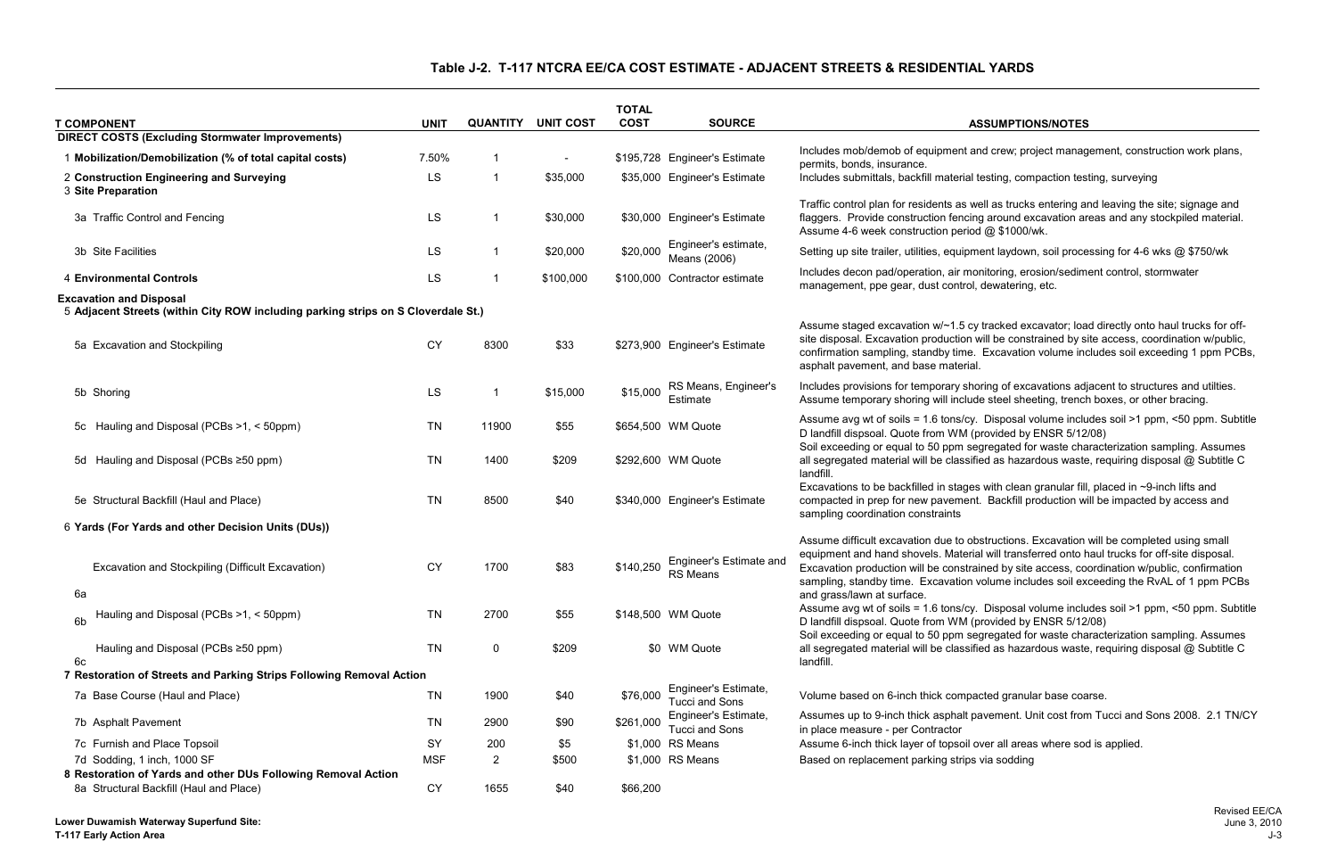# Table J-2. T-117 NTCRA EE/CA COST ESTIMATE - ADJACENT STREETS & RESIDENTIAL YARDS

| T COMPONENT | UNIT | QUANTITY | UNIT COST | TOTAL COST | SOURCE | ASSUMPTIONS/NOTES |
|---|---|---|---|---|---|---|
| **DIRECT COSTS (Excluding Stormwater Improvements)** | | | | | | |
| 1 **Mobilization/Demobilization (% of total capital costs)** | 7.50% | 1 | - | $195,728 | Engineer's Estimate | Includes mob/demob of equipment and crew; project management, construction work plans, permits, bonds, insurance. |
| 2 **Construction Engineering and Surveying** | LS | 1 | $35,000 | $35,000 | Engineer's Estimate | Includes submittals, backfill material testing, compaction testing, surveying |
| 3 **Site Preparation** | | | | | | |
| 3a Traffic Control and Fencing | LS | 1 | $30,000 | $30,000 | Engineer's Estimate | Traffic control plan for residents as well as trucks entering and leaving the site; signage and flaggers. Provide construction fencing around excavation areas and any stockpiled material. Assume 4-6 week construction period @ $1000/wk. |
| 3b Site Facilities | LS | 1 | $20,000 | $20,000 | Engineer's estimate, Means (2006) | Setting up site trailer, utilities, equipment laydown, soil processing for 4-6 wks @ $750/wk |
| 4 **Environmental Controls** | LS | 1 | $100,000 | $100,000 | Contractor estimate | Includes decon pad/operation, air monitoring, erosion/sediment control, stormwater management, ppe gear, dust control, dewatering, etc. |
| **Excavation and Disposal** | | | | | | |
| 5 **Adjacent Streets (within City ROW including parking strips on S Cloverdale St.)** | | | | | | |
| 5a Excavation and Stockpiling | CY | 8300 | $33 | $273,900 | Engineer's Estimate | Assume staged excavation w/~1.5 cy tracked excavator; load directly onto haul trucks for off-site disposal. Excavation production will be constrained by site access, coordination w/public, confirmation sampling, standby time. Excavation volume includes soil exceeding 1 ppm PCBs, asphalt pavement, and base material. |
| 5b Shoring | LS | 1 | $15,000 | $15,000 | RS Means, Engineer's Estimate | Includes provisions for temporary shoring of excavations adjacent to structures and utilties. Assume temporary shoring will include steel sheeting, trench boxes, or other bracing. |
| 5c Hauling and Disposal (PCBs >1, < 50ppm) | TN | 11900 | $55 | $654,500 | WM Quote | Assume avg wt of soils = 1.6 tons/cy. Disposal volume includes soil >1 ppm, <50 ppm. Subtitle D landfill dispsoal. Quote from WM (provided by ENSR 5/12/08) |
| 5d Hauling and Disposal (PCBs ≥50 ppm) | TN | 1400 | $209 | $292,600 | WM Quote | Soil exceeding or equal to 50 ppm segregated for waste characterization sampling. Assumes all segregated material will be classified as hazardous waste, requiring disposal @ Subtitle C landfill. |
| 5e Structural Backfill (Haul and Place) | TN | 8500 | $40 | $340,000 | Engineer's Estimate | Excavations to be backfilled in stages with clean granular fill, placed in ~9-inch lifts and compacted in prep for new pavement. Backfill production will be impacted by access and sampling coordination constraints |
| 6 **Yards (For Yards and other Decision Units (DUs))** | | | | | | |
| 6a Excavation and Stockpiling (Difficult Excavation) | CY | 1700 | $83 | $140,250 | Engineer's Estimate and RS Means | Assume difficult excavation due to obstructions. Excavation will be completed using small equipment and hand shovels. Material will transferred onto haul trucks for off-site disposal. Excavation production will be constrained by site access, coordination w/public, confirmation sampling, standby time. Excavation volume includes soil exceeding the RvAL of 1 ppm PCBs and grass/lawn at surface. |
| 6b Hauling and Disposal (PCBs >1, < 50ppm) | TN | 2700 | $55 | $148,500 | WM Quote | Assume avg wt of soils = 1.6 tons/cy. Disposal volume includes soil >1 ppm, <50 ppm. Subtitle D landfill dispsoal. Quote from WM (provided by ENSR 5/12/08) |
| 6c Hauling and Disposal (PCBs ≥50 ppm) | TN | 0 | $209 | $0 | WM Quote | Soil exceeding or equal to 50 ppm segregated for waste characterization sampling. Assumes all segregated material will be classified as hazardous waste, requiring disposal @ Subtitle C landfill. |
| 7 **Restoration of Streets and Parking Strips Following Removal Action** | | | | | | |
| 7a Base Course (Haul and Place) | TN | 1900 | $40 | $76,000 | Engineer's Estimate, Tucci and Sons | Volume based on 6-inch thick compacted granular base coarse. |
| 7b Asphalt Pavement | TN | 2900 | $90 | $261,000 | Engineer's Estimate, Tucci and Sons | Assumes up to 9-inch thick asphalt pavement. Unit cost from Tucci and Sons 2008. 2.1 TN/CY in place measure - per Contractor |
| 7c Furnish and Place Topsoil | SY | 200 | $5 | $1,000 | RS Means | Assume 6-inch thick layer of topsoil over all areas where sod is applied. |
| 7d Sodding, 1 inch, 1000 SF | MSF | 2 | $500 | $1,000 | RS Means | Based on replacement parking strips via sodding |
| 8 **Restoration of Yards and other DUs Following Removal Action** | | | | | | |
| 8a Structural Backfill (Haul and Place) | CY | 1655 | $40 | $66,200 | | |

**Lower Duwamish Waterway Superfund Site:**
**T-117 Early Action Area**

Revised EE/CA
June 3, 2010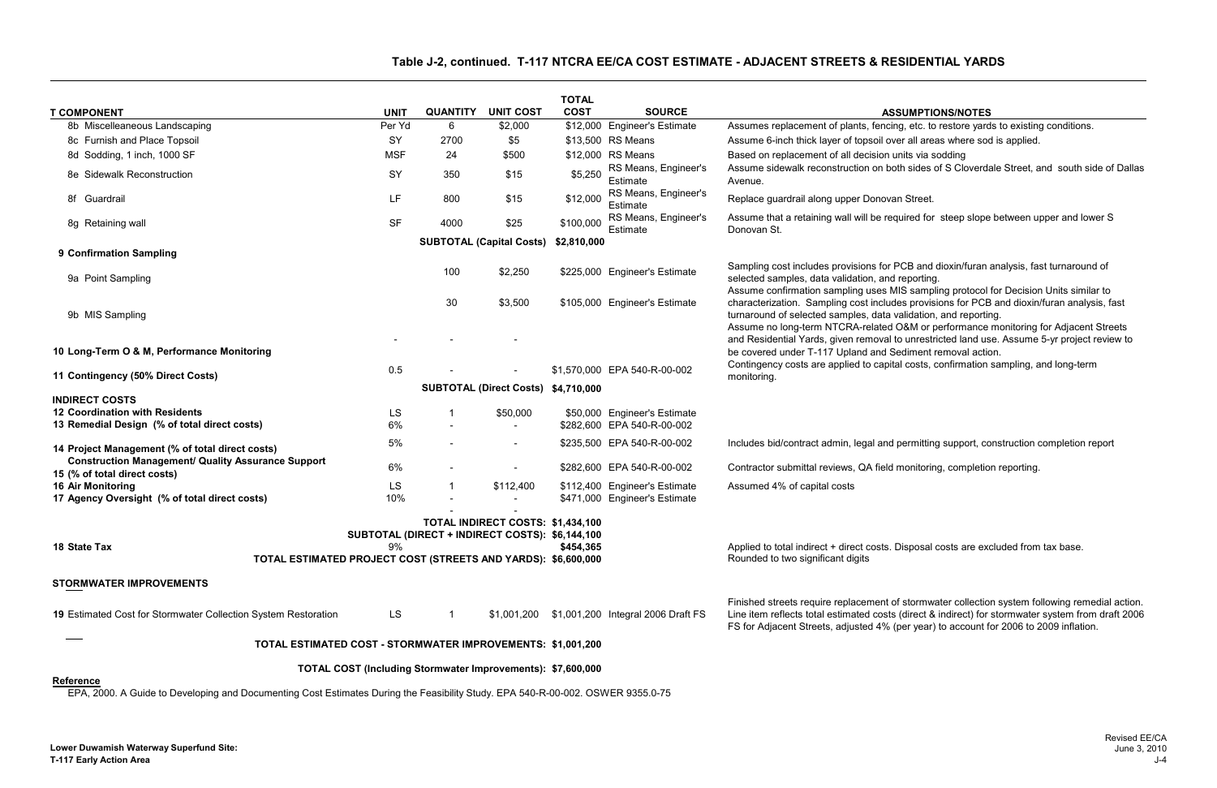# Table J-2, continued. T-117 NTCRA EE/CA COST ESTIMATE - ADJACENT STREETS & RESIDENTIAL YARDS

| T COMPONENT | UNIT | QUANTITY | UNIT COST | TOTAL COST | SOURCE | ASSUMPTIONS/NOTES |
|---|---|---|---|---|---|---|
| 8b Miscelleaneous Landscaping | Per Yd | 6 | $2,000 | $12,000 | Engineer's Estimate | Assumes replacement of plants, fencing, etc. to restore yards to existing conditions. |
| 8c Furnish and Place Topsoil | SY | 2700 | $5 | $13,500 | RS Means | Assume 6-inch thick layer of topsoil over all areas where sod is applied. |
| 8d Sodding, 1 inch, 1000 SF | MSF | 24 | $500 | $12,000 | RS Means | Based on replacement of all decision units via sodding |
| 8e Sidewalk Reconstruction | SY | 350 | $15 | $5,250 | RS Means, Engineer's Estimate | Assume sidewalk reconstruction on both sides of S Cloverdale Street, and south side of Dallas Avenue. |
| 8f Guardrail | LF | 800 | $15 | $12,000 | RS Means, Engineer's Estimate | Replace guardrail along upper Donovan Street. |
| 8g Retaining wall | SF | 4000 | $25 | $100,000 | RS Means, Engineer's Estimate | Assume that a retaining wall will be required for steep slope between upper and lower S Donovan St. |
| | | **SUBTOTAL (Capital Costs)** | | **$2,810,000** | | |
| **9 Confirmation Sampling** | | | | | | |
| 9a Point Sampling | | 100 | $2,250 | $225,000 | Engineer's Estimate | Sampling cost includes provisions for PCB and dioxin/furan analysis, fast turnaround of selected samples, data validation, and reporting. |
| 9b MIS Sampling | | 30 | $3,500 | $105,000 | Engineer's Estimate | Assume confirmation sampling uses MIS sampling protocol for Decision Units similar to characterization. Sampling cost includes provisions for PCB and dioxin/furan analysis, fast turnaround of selected samples, data validation, and reporting. |
| **10 Long-Term O & M, Performance Monitoring** | - | - | - | | | Assume no long-term NTCRA-related O&M or performance monitoring for Adjacent Streets and Residential Yards, given removal to unrestricted land use. Assume 5-yr project review to be covered under T-117 Upland and Sediment removal action. |
| **11 Contingency (50% Direct Costs)** | 0.5 | - | - | $1,570,000 | EPA 540-R-00-002 | Contingency costs are applied to capital costs, confirmation sampling, and long-term monitoring. |
| | | **SUBTOTAL (Direct Costs)** | | **$4,710,000** | | |
| **INDIRECT COSTS** | | | | | | |
| **12 Coordination with Residents** | LS | 1 | $50,000 | $50,000 | Engineer's Estimate | |
| **13 Remedial Design (% of total direct costs)** | 6% | - | - | $282,600 | EPA 540-R-00-002 | |
| **14 Project Management (% of total direct costs)** | 5% | - | - | $235,500 | EPA 540-R-00-002 | Includes bid/contract admin, legal and permitting support, construction completion report |
| **Construction Management/ Quality Assurance Support 15 (% of total direct costs)** | 6% | - | - | $282,600 | EPA 540-R-00-002 | Contractor submittal reviews, QA field monitoring, completion reporting. |
| **16 Air Monitoring** | LS | 1 | $112,400 | $112,400 | Engineer's Estimate | Assumed 4% of capital costs |
| **17 Agency Oversight (% of total direct costs)** | 10% | - | - | $471,000 | Engineer's Estimate | |
| | | - | - | | | |
| | | **TOTAL INDIRECT COSTS:** | | **$1,434,100** | | |
| | **SUBTOTAL (DIRECT + INDIRECT COSTS):** | | | **$6,144,100** | | |
| **18 State Tax** | 9% | | | **$454,365** | | Applied to total indirect + direct costs. Disposal costs are excluded from tax base. |
| **TOTAL ESTIMATED PROJECT COST (STREETS AND YARDS):** | | | | **$6,600,000** | | Rounded to two significant digits |
| **STORMWATER IMPROVEMENTS** | | | | | | |
| **19** Estimated Cost for Stormwater Collection System Restoration | LS | 1 | $1,001,200 | $1,001,200 | Integral 2006 Draft FS | Finished streets require replacement of stormwater collection system following remedial action. Line item reflects total estimated costs (direct & indirect) for stormwater system from draft 2006 FS for Adjacent Streets, adjusted 4% (per year) to account for 2006 to 2009 inflation. |
| **TOTAL ESTIMATED COST - STORMWATER IMPROVEMENTS:** | | | | **$1,001,200** | | |
| **TOTAL COST (Including Stormwater Improvements):** | | | | **$7,600,000** | | |

**Reference**

EPA, 2000. A Guide to Developing and Documenting Cost Estimates During the Feasibility Study. EPA 540-R-00-002. OSWER 9355.0-75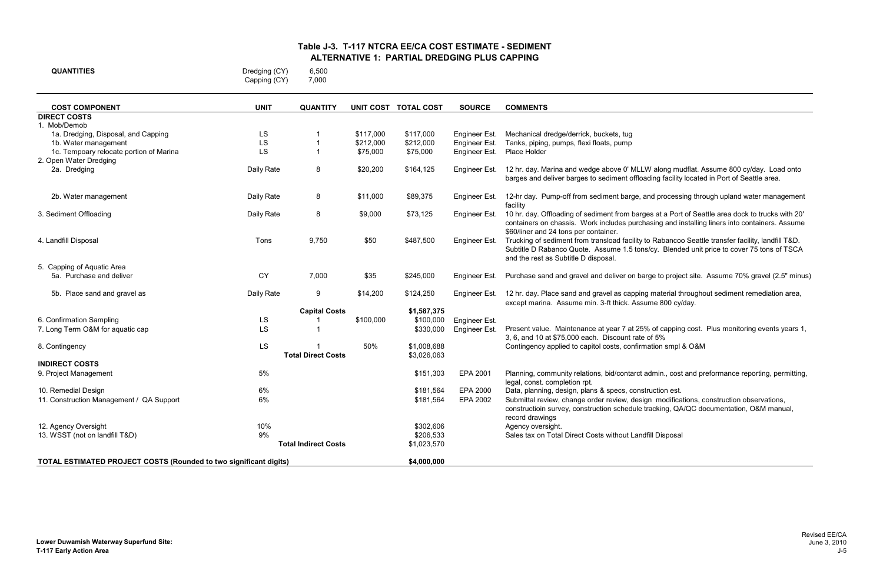# Table J-3. T-117 NTCRA EE/CA COST ESTIMATE - SEDIMENT
## ALTERNATIVE 1: PARTIAL DREDGING PLUS CAPPING

**QUANTITIES**

| | |
|---|---|
| Dredging (CY) | 6,500 |
| Capping (CY) | 7,000 |

| COST COMPONENT | UNIT | QUANTITY | UNIT COST | TOTAL COST | SOURCE | COMMENTS |
|---|---|---|---|---|---|---|
| **DIRECT COSTS** | | | | | | |
| 1. Mob/Demob | | | | | | |
| 1a. Dredging, Disposal, and Capping | LS | 1 | $117,000 | $117,000 | Engineer Est. | Mechanical dredge/derrick, buckets, tug |
| 1b. Water management | LS | 1 | $212,000 | $212,000 | Engineer Est. | Tanks, piping, pumps, flexi floats, pump |
| 1c. Tempoary relocate portion of Marina | LS | 1 | $75,000 | $75,000 | Engineer Est. | Place Holder |
| 2. Open Water Dredging | | | | | | |
| 2a. Dredging | Daily Rate | 8 | $20,200 | $164,125 | Engineer Est. | 12 hr. day. Marina and wedge above 0' MLLW along mudflat. Assume 800 cy/day. Load onto barges and deliver barges to sediment offloading facility located in Port of Seattle area. |
| 2b. Water management | Daily Rate | 8 | $11,000 | $89,375 | Engineer Est. | 12-hr day. Pump-off from sediment barge, and processing through upland water management facility |
| 3. Sediment Offloading | Daily Rate | 8 | $9,000 | $73,125 | Engineer Est. | 10 hr. day. Offloading of sediment from barges at a Port of Seattle area dock to trucks with 20' containers on chassis. Work includes purchasing and installing liners into containers. Assume $60/liner and 24 tons per container. |
| 4. Landfill Disposal | Tons | 9,750 | $50 | $487,500 | Engineer Est. | Trucking of sediment from transload facility to Rabancoo Seattle transfer facility, landfill T&D. Subtitle D Rabanco Quote. Assume 1.5 tons/cy. Blended unit price to cover 75 tons of TSCA and the rest as Subtitle D disposal. |
| 5. Capping of Aquatic Area | | | | | | |
| 5a. Purchase and deliver | CY | 7,000 | $35 | $245,000 | Engineer Est. | Purchase sand and gravel and deliver on barge to project site. Assume 70% gravel (2.5" minus) |
| 5b. Place sand and gravel as | Daily Rate | 9 | $14,200 | $124,250 | Engineer Est. | 12 hr. day. Place sand and gravel as capping material throughout sediment remediation area, except marina. Assume min. 3-ft thick. Assume 800 cy/day. |
| | | **Capital Costs** | | **$1,587,375** | | |
| 6. Confirmation Sampling | LS | 1 | $100,000 | $100,000 | Engineer Est. | |
| 7. Long Term O&M for aquatic cap | LS | 1 | | $330,000 | Engineer Est. | Present value. Maintenance at year 7 at 25% of capping cost. Plus monitoring events years 1, 3, 6, and 10 at $75,000 each. Discount rate of 5% |
| 8. Contingency | LS | 1 | 50% | $1,008,688 | | Contingency applied to capitol costs, confirmation smpl & O&M |
| | | **Total Direct Costs** | | $3,026,063 | | |
| **INDIRECT COSTS** | | | | | | |
| 9. Project Management | 5% | | | $151,303 | EPA 2001 | Planning, community relations, bid/contarct admin., cost and preformance reporting, permitting, legal, const. completion rpt. |
| 10. Remedial Design | 6% | | | $181,564 | EPA 2000 | Data, planning, design, plans & specs, construction est. |
| 11. Construction Management / QA Support | 6% | | | $181,564 | EPA 2002 | Submittal review, change order review, design modifications, construction observations, constructioin survey, construction schedule tracking, QA/QC documentation, O&M manual, record drawings |
| 12. Agency Oversight | 10% | | | $302,606 | | Agency oversight. |
| 13. WSST (not on landfill T&D) | 9% | | | $206,533 | | Sales tax on Total Direct Costs without Landfill Disposal |
| | | **Total Indirect Costs** | | $1,023,570 | | |
| **TOTAL ESTIMATED PROJECT COSTS (Rounded to two significant digits)** | | | | **$4,000,000** | | |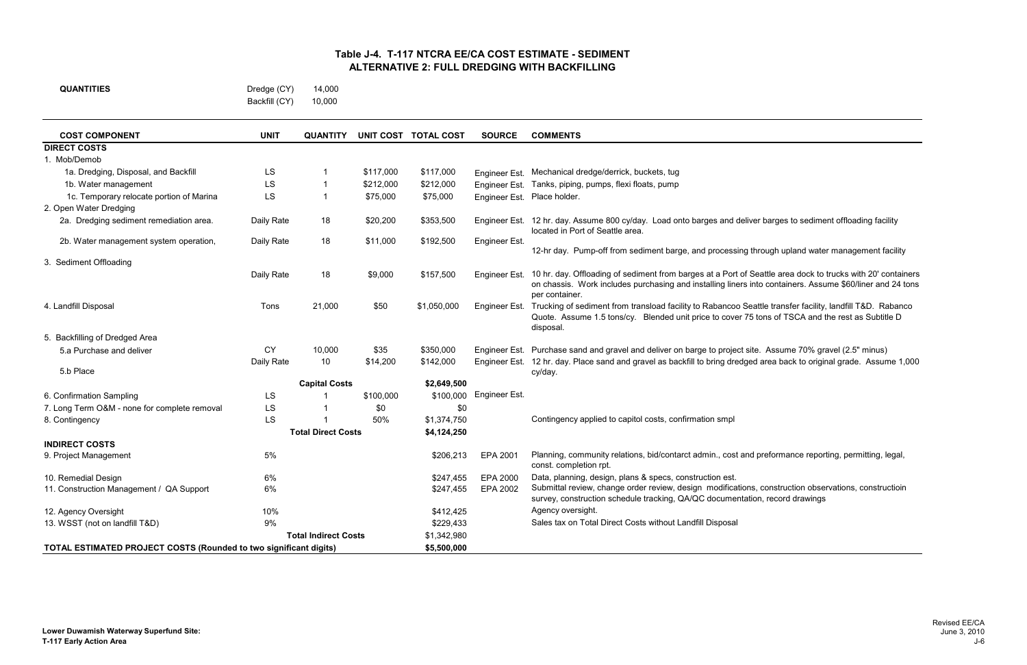# Table J-4. T-117 NTCRA EE/CA COST ESTIMATE - SEDIMENT
## ALTERNATIVE 2: FULL DREDGING WITH BACKFILLING

| **QUANTITIES** | | |
|---|---|---|
| | Dredge (CY) | 14,000 |
| | Backfill (CY) | 10,000 |

| COST COMPONENT | UNIT | QUANTITY | UNIT COST | TOTAL COST | SOURCE | COMMENTS |
|---|---|---|---|---|---|---|
| **DIRECT COSTS** | | | | | | |
| 1. Mob/Demob | | | | | | |
| 1a. Dredging, Disposal, and Backfill | LS | 1 | $117,000 | $117,000 | Engineer Est. | Mechanical dredge/derrick, buckets, tug |
| 1b. Water management | LS | 1 | $212,000 | $212,000 | Engineer Est. | Tanks, piping, pumps, flexi floats, pump |
| 1c. Temporary relocate portion of Marina | LS | 1 | $75,000 | $75,000 | Engineer Est. | Place holder. |
| 2. Open Water Dredging | | | | | | |
| 2a. Dredging sediment remediation area. | Daily Rate | 18 | $20,200 | $353,500 | Engineer Est. | 12 hr. day. Assume 800 cy/day. Load onto barges and deliver barges to sediment offloading facility located in Port of Seattle area. |
| 2b. Water management system operation, | Daily Rate | 18 | $11,000 | $192,500 | Engineer Est. | 12-hr day. Pump-off from sediment barge, and processing through upland water management facility |
| 3. Sediment Offloading | | | | | | |
| | Daily Rate | 18 | $9,000 | $157,500 | Engineer Est. | 10 hr. day. Offloading of sediment from barges at a Port of Seattle area dock to trucks with 20' containers on chassis. Work includes purchasing and installing liners into containers. Assume $60/liner and 24 tons per container. |
| 4. Landfill Disposal | Tons | 21,000 | $50 | $1,050,000 | Engineer Est. | Trucking of sediment from transload facility to Rabancoo Seattle transfer facility, landfill T&D. Rabanco Quote. Assume 1.5 tons/cy. Blended unit price to cover 75 tons of TSCA and the rest as Subtitle D disposal. |
| 5. Backfilling of Dredged Area | | | | | | |
| 5.a Purchase and deliver | CY | 10,000 | $35 | $350,000 | Engineer Est. | Purchase sand and gravel and deliver on barge to project site. Assume 70% gravel (2.5" minus) |
| 5.b Place | Daily Rate | 10 | $14,200 | $142,000 | Engineer Est. | 12 hr. day. Place sand and gravel as backfill to bring dredged area back to original grade. Assume 1,000 cy/day. |
| | | **Capital Costs** | | $2,649,500 | | |
| 6. Confirmation Sampling | LS | 1 | $100,000 | $100,000 | Engineer Est. | |
| 7. Long Term O&M - none for complete removal | LS | 1 | $0 | $0 | | |
| 8. Contingency | LS | 1 | 50% | $1,374,750 | | Contingency applied to capitol costs, confirmation smpl |
| | | **Total Direct Costs** | | $4,124,250 | | |
| **INDIRECT COSTS** | | | | | | |
| 9. Project Management | 5% | | | $206,213 | EPA 2001 | Planning, community relations, bid/contarct admin., cost and preformance reporting, permitting, legal, const. completion rpt. |
| 10. Remedial Design | 6% | | | $247,455 | EPA 2000 | Data, planning, design, plans & specs, construction est. |
| 11. Construction Management / QA Support | 6% | | | $247,455 | EPA 2002 | Submittal review, change order review, design modifications, construction observations, constructioin survey, construction schedule tracking, QA/QC documentation, record drawings |
| 12. Agency Oversight | 10% | | | $412,425 | | Agency oversight. |
| 13. WSST (not on landfill T&D) | 9% | | | $229,433 | | Sales tax on Total Direct Costs without Landfill Disposal |
| | | **Total Indirect Costs** | | $1,342,980 | | |
| **TOTAL ESTIMATED PROJECT COSTS (Rounded to two significant digits)** | | | | **$5,500,000** | | |

**Lower Duwamish Waterway Superfund Site:**
**T-117 Early Action Area**

Revised EE/CA
June 3, 2010